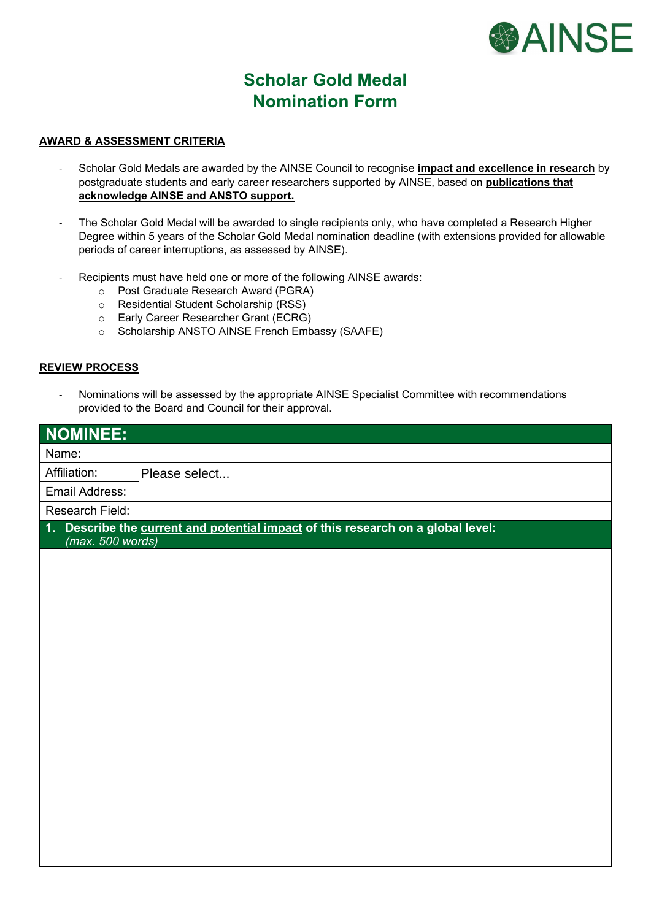AINSE

# Scholar Gold Medal
# Nomination Form

**AWARD & ASSESSMENT CRITERIA**

- Scholar Gold Medals are awarded by the AINSE Council to recognise **impact and excellence in research** by postgraduate students and early career researchers supported by AINSE, based on **publications that acknowledge AINSE and ANSTO support.**

- The Scholar Gold Medal will be awarded to single recipients only, who have completed a Research Higher Degree within 5 years of the Scholar Gold Medal nomination deadline (with extensions provided for allowable periods of career interruptions, as assessed by AINSE).

- Recipients must have held one or more of the following AINSE awards:
  - Post Graduate Research Award (PGRA)
  - Residential Student Scholarship (RSS)
  - Early Career Researcher Grant (ECRG)
  - Scholarship ANSTO AINSE French Embassy (SAAFE)

**REVIEW PROCESS**

- Nominations will be assessed by the appropriate AINSE Specialist Committee with recommendations provided to the Board and Council for their approval.

| **NOMINEE:** | |
|---|---|
| Name: | |
| Affiliation: | Please select... |
| Email Address: | |
| Research Field: | |

**1. Describe the current and potential impact of this research on a global level:**
*(max. 500 words)*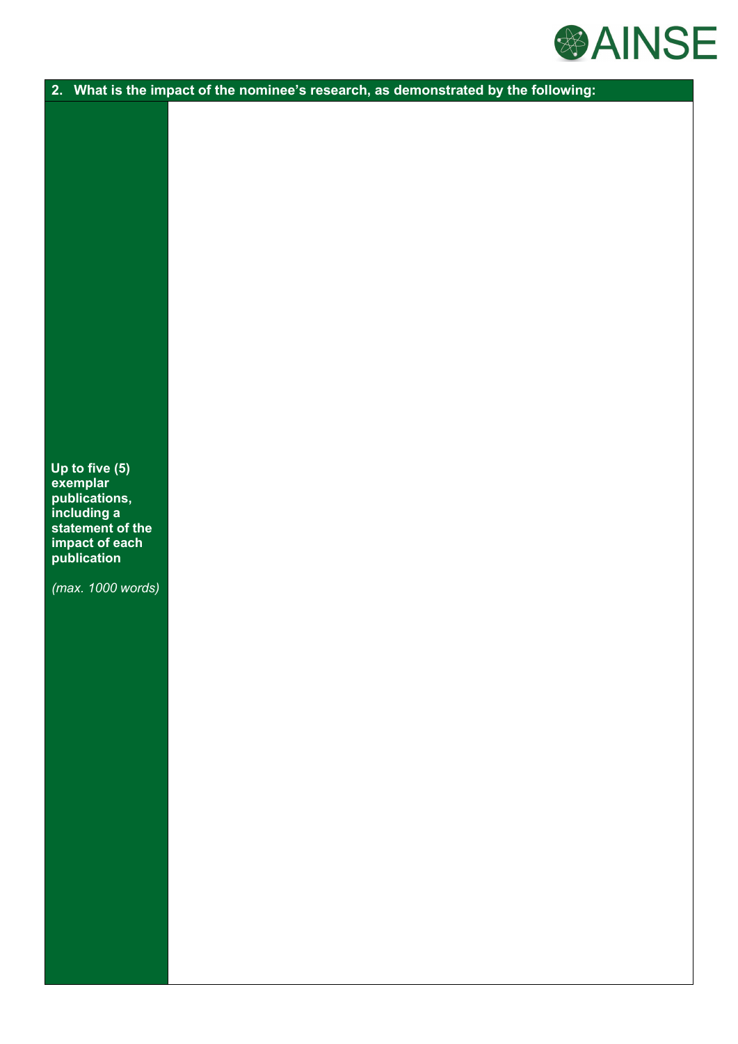| 2. What is the impact of the nominee's research, as demonstrated by the following: | |
|---|---|
| **Up to five (5) exemplar publications, including a statement of the impact of each publication**<br><br>*(max. 1000 words)* | |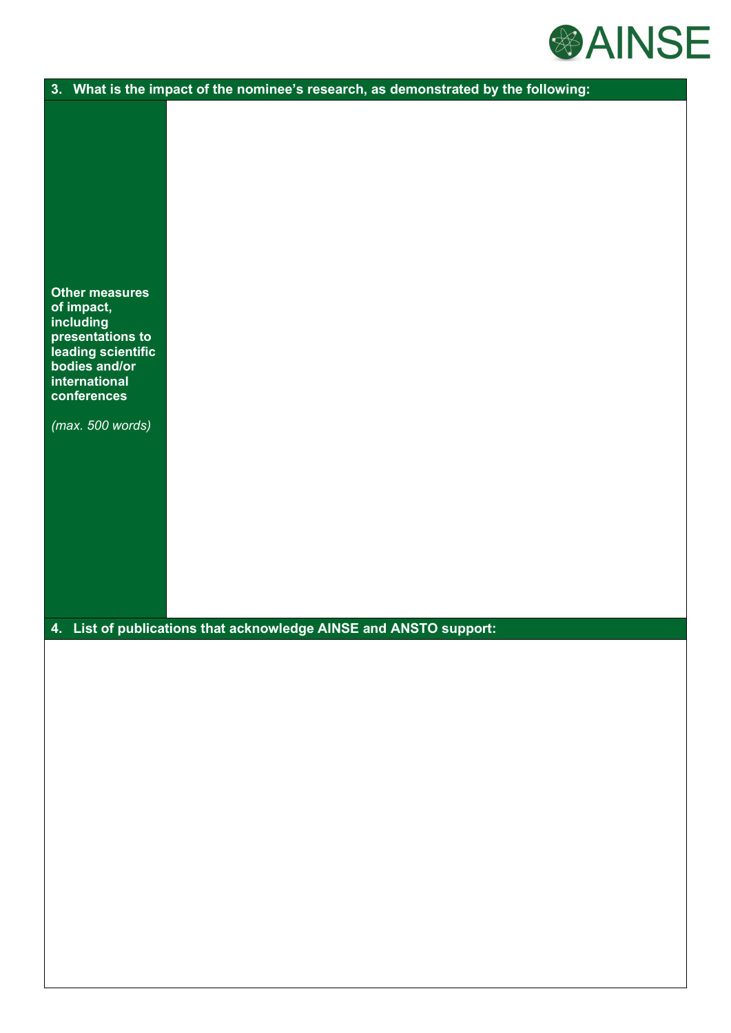| 3. What is the impact of the nominee's research, as demonstrated by the following: | |
|---|---|
| **Other measures of impact, including presentations to leading scientific bodies and/or international conferences**<br><br>*(max. 500 words)* | |

| 4. List of publications that acknowledge AINSE and ANSTO support: |
|---|
| |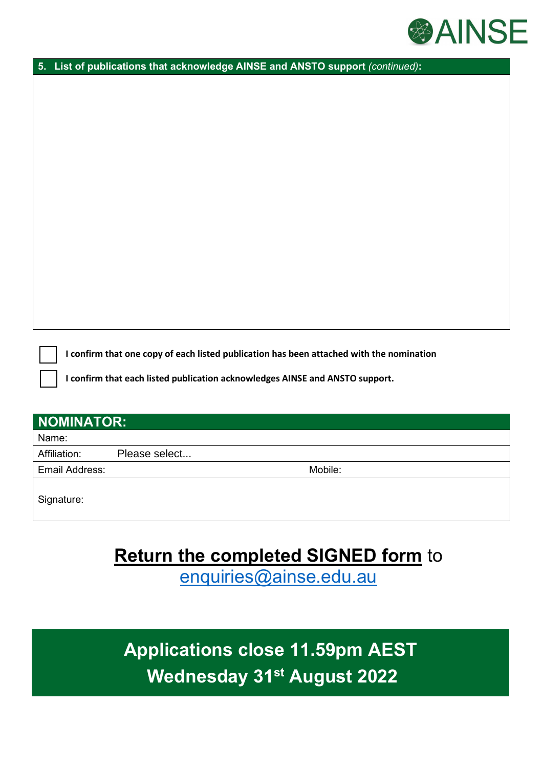## 5. List of publications that acknowledge AINSE and ANSTO support *(continued)*:

- [ ] **I confirm that one copy of each listed publication has been attached with the nomination**
- [ ] **I confirm that each listed publication acknowledges AINSE and ANSTO support.**

## NOMINATOR:

| | |
|---|---|
| Name: | |
| Affiliation: | Please select... |
| Email Address: | Mobile: |
| Signature: | |

## **Return the completed SIGNED form** to enquiries@ainse.edu.au

## Applications close 11.59pm AEST Wednesday 31st August 2022